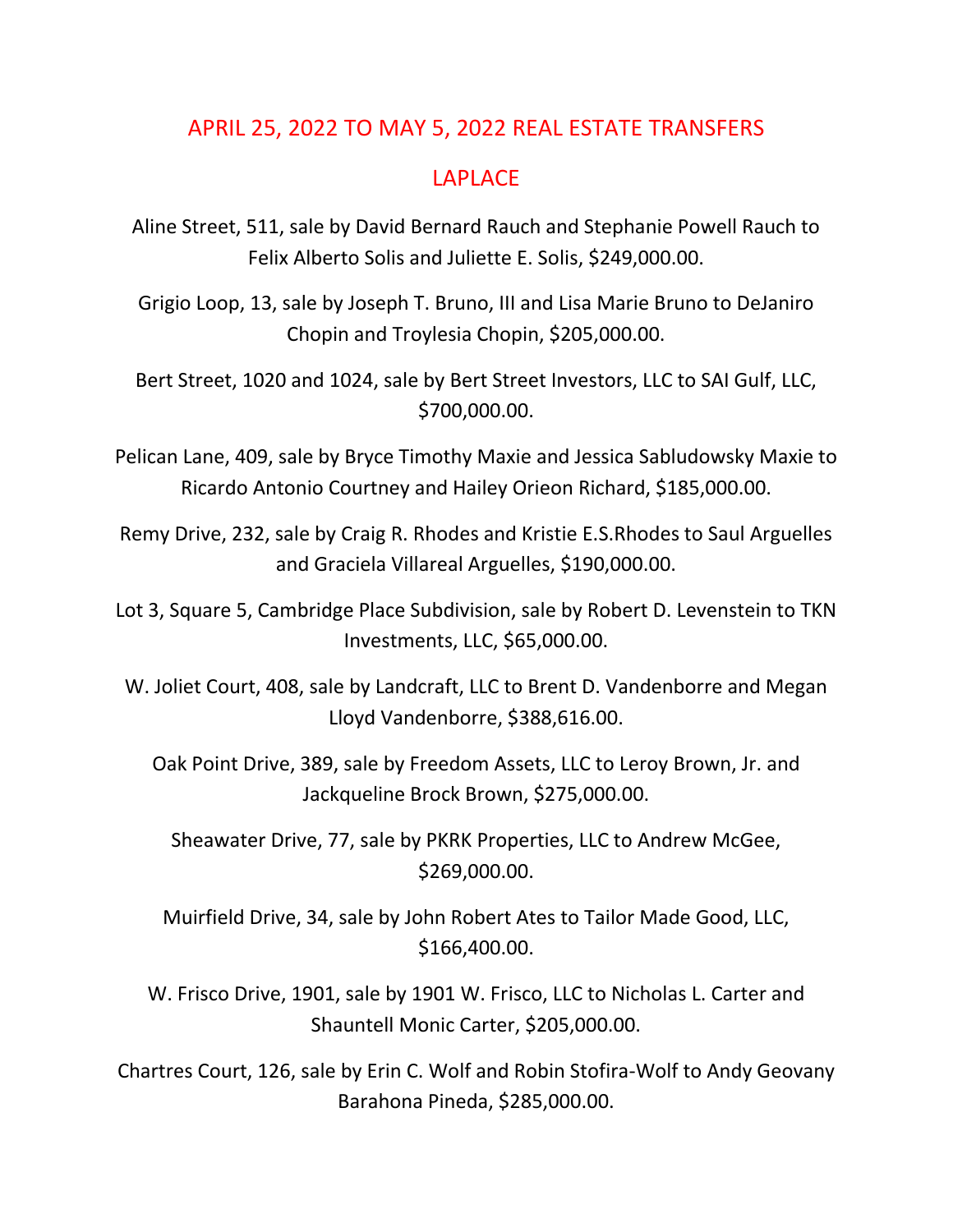# APRIL 25, 2022 TO MAY 5, 2022 REAL ESTATE TRANSFERS

## LAPLACE

Aline Street, 511, sale by David Bernard Rauch and Stephanie Powell Rauch to Felix Alberto Solis and Juliette E. Solis, $249,000.00.

Grigio Loop, 13, sale by Joseph T. Bruno, III and Lisa Marie Bruno to DeJaniro Chopin and Troylesia Chopin, $205,000.00.

Bert Street, 1020 and 1024, sale by Bert Street Investors, LLC to SAI Gulf, LLC, $700,000.00.

Pelican Lane, 409, sale by Bryce Timothy Maxie and Jessica Sabludowsky Maxie to Ricardo Antonio Courtney and Hailey Orieon Richard, $185,000.00.

Remy Drive, 232, sale by Craig R. Rhodes and Kristie E.S.Rhodes to Saul Arguelles and Graciela Villareal Arguelles, $190,000.00.

Lot 3, Square 5, Cambridge Place Subdivision, sale by Robert D. Levenstein to TKN Investments, LLC, $65,000.00.

W. Joliet Court, 408, sale by Landcraft, LLC to Brent D. Vandenborre and Megan Lloyd Vandenborre, $388,616.00.

Oak Point Drive, 389, sale by Freedom Assets, LLC to Leroy Brown, Jr. and Jackqueline Brock Brown, $275,000.00.

Sheawater Drive, 77, sale by PKRK Properties, LLC to Andrew McGee, $269,000.00.

Muirfield Drive, 34, sale by John Robert Ates to Tailor Made Good, LLC, $166,400.00.

W. Frisco Drive, 1901, sale by 1901 W. Frisco, LLC to Nicholas L. Carter and Shauntell Monic Carter, $205,000.00.

Chartres Court, 126, sale by Erin C. Wolf and Robin Stofira-Wolf to Andy Geovany Barahona Pineda, $285,000.00.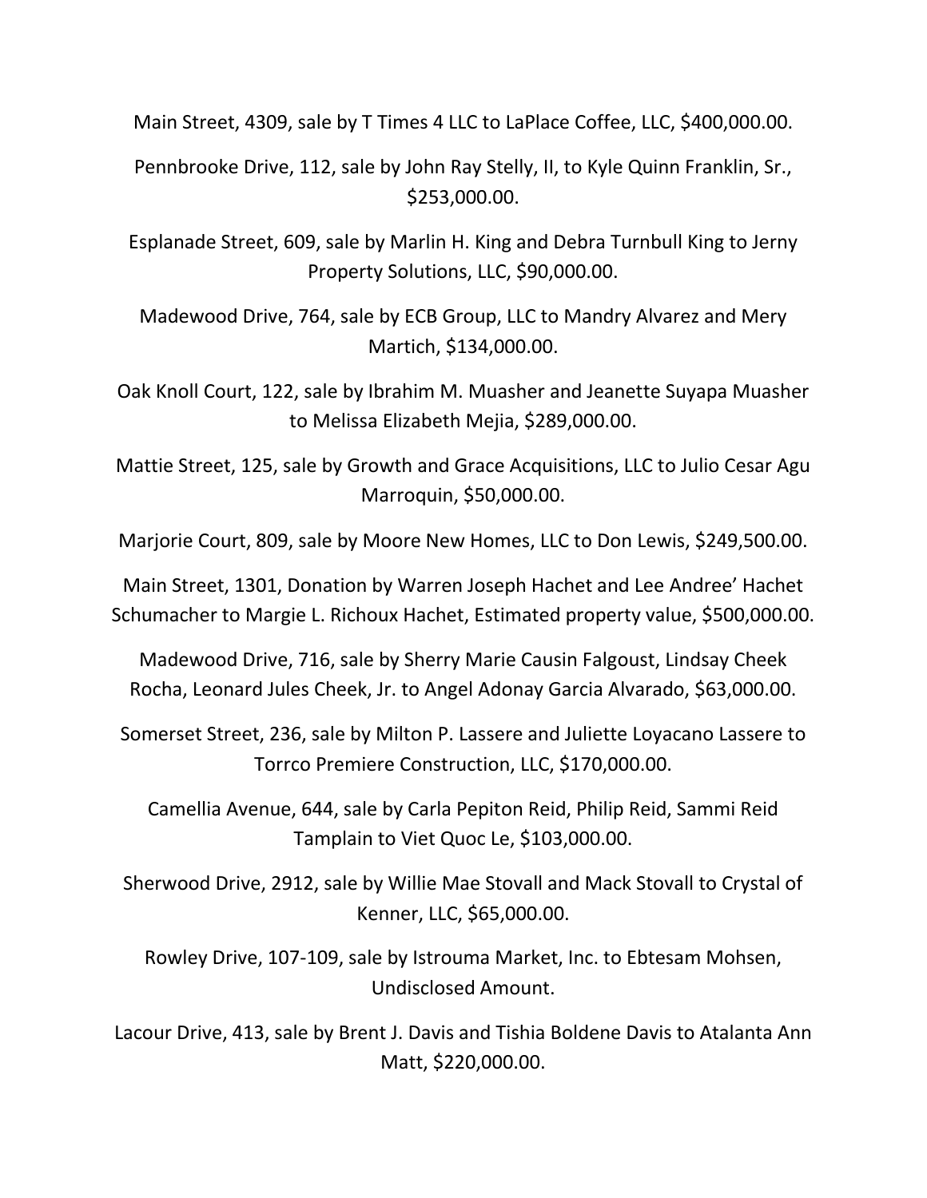Main Street, 4309, sale by T Times 4 LLC to LaPlace Coffee, LLC, $400,000.00.

Pennbrooke Drive, 112, sale by John Ray Stelly, II, to Kyle Quinn Franklin, Sr., $253,000.00.

Esplanade Street, 609, sale by Marlin H. King and Debra Turnbull King to Jerny Property Solutions, LLC, $90,000.00.

Madewood Drive, 764, sale by ECB Group, LLC to Mandry Alvarez and Mery Martich, $134,000.00.

Oak Knoll Court, 122, sale by Ibrahim M. Muasher and Jeanette Suyapa Muasher to Melissa Elizabeth Mejia, $289,000.00.

Mattie Street, 125, sale by Growth and Grace Acquisitions, LLC to Julio Cesar Agu Marroquin, $50,000.00.

Marjorie Court, 809, sale by Moore New Homes, LLC to Don Lewis, $249,500.00.

Main Street, 1301, Donation by Warren Joseph Hachet and Lee Andree' Hachet Schumacher to Margie L. Richoux Hachet, Estimated property value, $500,000.00.

Madewood Drive, 716, sale by Sherry Marie Causin Falgoust, Lindsay Cheek Rocha, Leonard Jules Cheek, Jr. to Angel Adonay Garcia Alvarado, $63,000.00.

Somerset Street, 236, sale by Milton P. Lassere and Juliette Loyacano Lassere to Torrco Premiere Construction, LLC, $170,000.00.

Camellia Avenue, 644, sale by Carla Pepiton Reid, Philip Reid, Sammi Reid Tamplain to Viet Quoc Le, $103,000.00.

Sherwood Drive, 2912, sale by Willie Mae Stovall and Mack Stovall to Crystal of Kenner, LLC, $65,000.00.

Rowley Drive, 107-109, sale by Istrouma Market, Inc. to Ebtesam Mohsen, Undisclosed Amount.

Lacour Drive, 413, sale by Brent J. Davis and Tishia Boldene Davis to Atalanta Ann Matt, $220,000.00.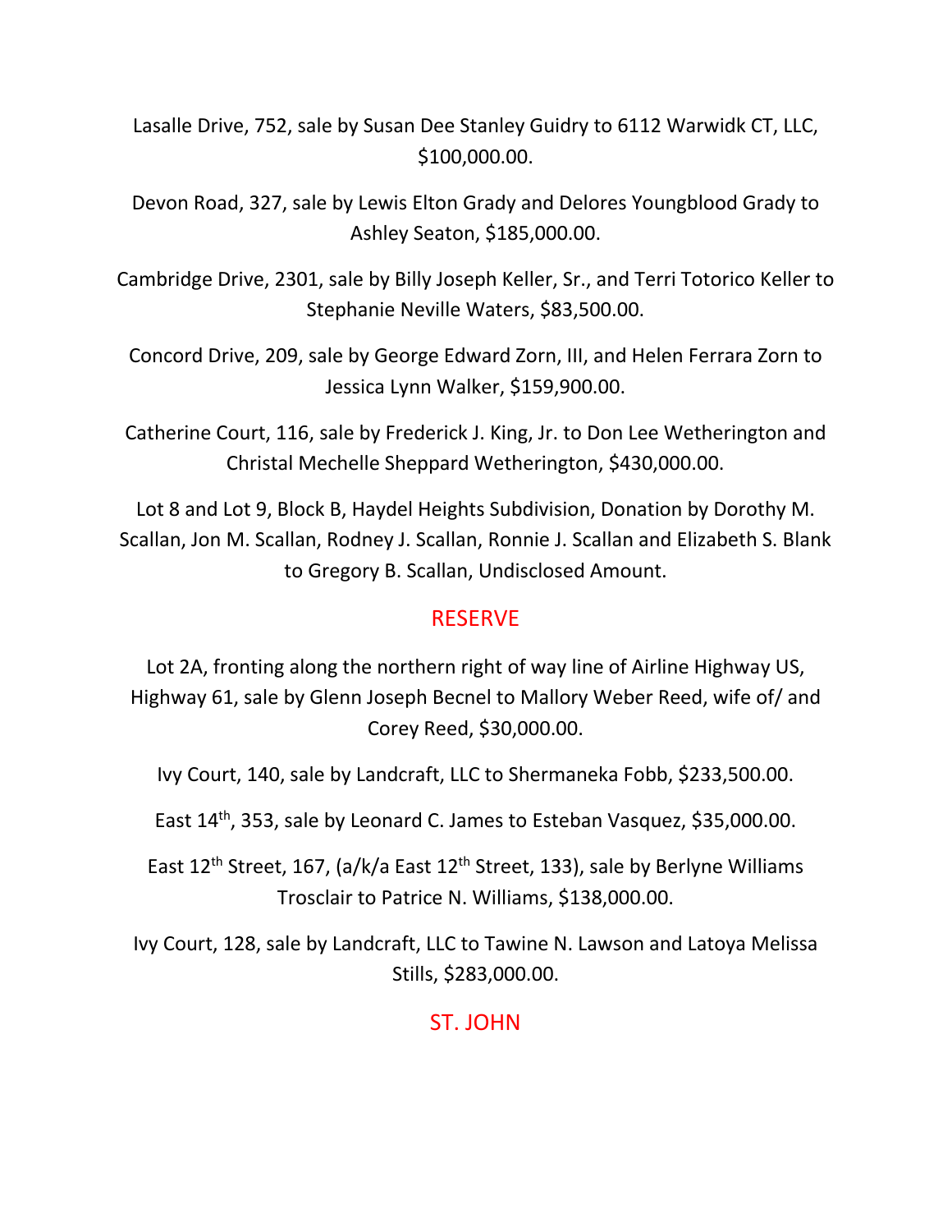Lasalle Drive, 752, sale by Susan Dee Stanley Guidry to 6112 Warwidk CT, LLC, $100,000.00.

Devon Road, 327, sale by Lewis Elton Grady and Delores Youngblood Grady to Ashley Seaton, $185,000.00.

Cambridge Drive, 2301, sale by Billy Joseph Keller, Sr., and Terri Totorico Keller to Stephanie Neville Waters, $83,500.00.

Concord Drive, 209, sale by George Edward Zorn, III, and Helen Ferrara Zorn to Jessica Lynn Walker, $159,900.00.

Catherine Court, 116, sale by Frederick J. King, Jr. to Don Lee Wetherington and Christal Mechelle Sheppard Wetherington, $430,000.00.

Lot 8 and Lot 9, Block B, Haydel Heights Subdivision, Donation by Dorothy M. Scallan, Jon M. Scallan, Rodney J. Scallan, Ronnie J. Scallan and Elizabeth S. Blank to Gregory B. Scallan, Undisclosed Amount.

## RESERVE

Lot 2A, fronting along the northern right of way line of Airline Highway US, Highway 61, sale by Glenn Joseph Becnel to Mallory Weber Reed, wife of/ and Corey Reed, $30,000.00.

Ivy Court, 140, sale by Landcraft, LLC to Shermaneka Fobb, $233,500.00.

East 14th, 353, sale by Leonard C. James to Esteban Vasquez, $35,000.00.

East 12th Street, 167, (a/k/a East 12th Street, 133), sale by Berlyne Williams Trosclair to Patrice N. Williams, $138,000.00.

Ivy Court, 128, sale by Landcraft, LLC to Tawine N. Lawson and Latoya Melissa Stills, $283,000.00.

## ST. JOHN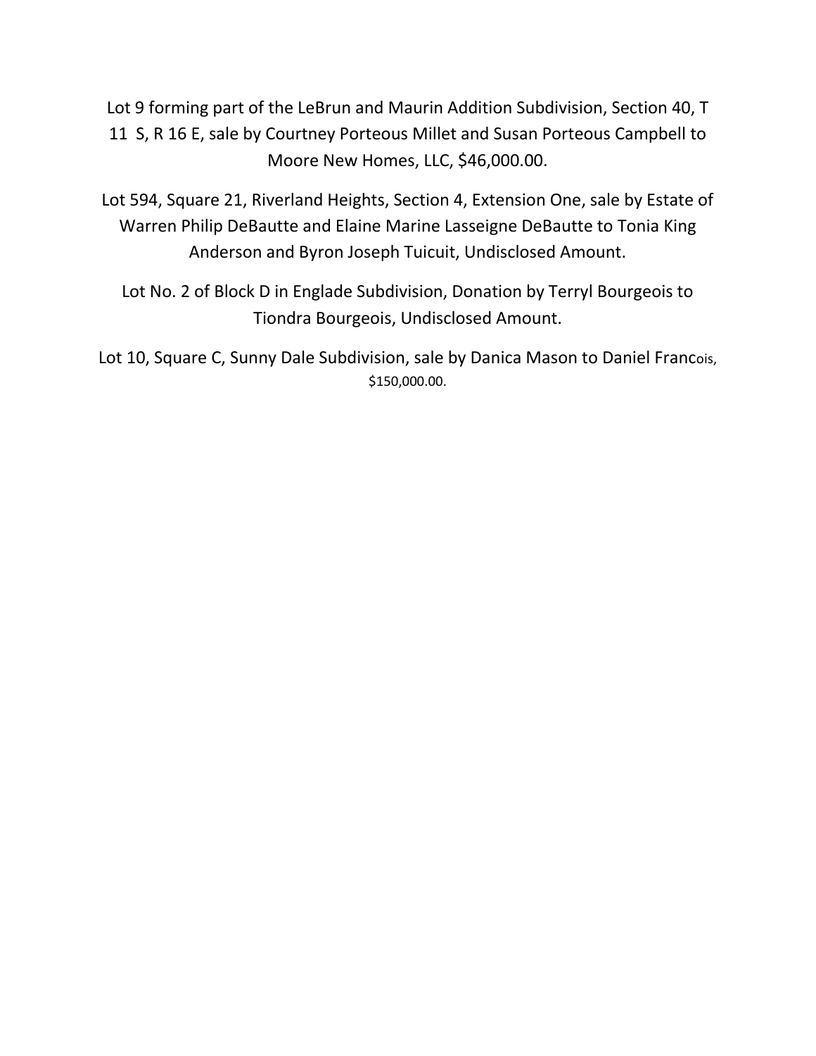Lot 9 forming part of the LeBrun and Maurin Addition Subdivision, Section 40, T 11 S, R 16 E, sale by Courtney Porteous Millet and Susan Porteous Campbell to Moore New Homes, LLC, $46,000.00.

Lot 594, Square 21, Riverland Heights, Section 4, Extension One, sale by Estate of Warren Philip DeBautte and Elaine Marine Lasseigne DeBautte to Tonia King Anderson and Byron Joseph Tuicuit, Undisclosed Amount.

Lot No. 2 of Block D in Englade Subdivision, Donation by Terryl Bourgeois to Tiondra Bourgeois, Undisclosed Amount.

Lot 10, Square C, Sunny Dale Subdivision, sale by Danica Mason to Daniel Francois, $150,000.00.